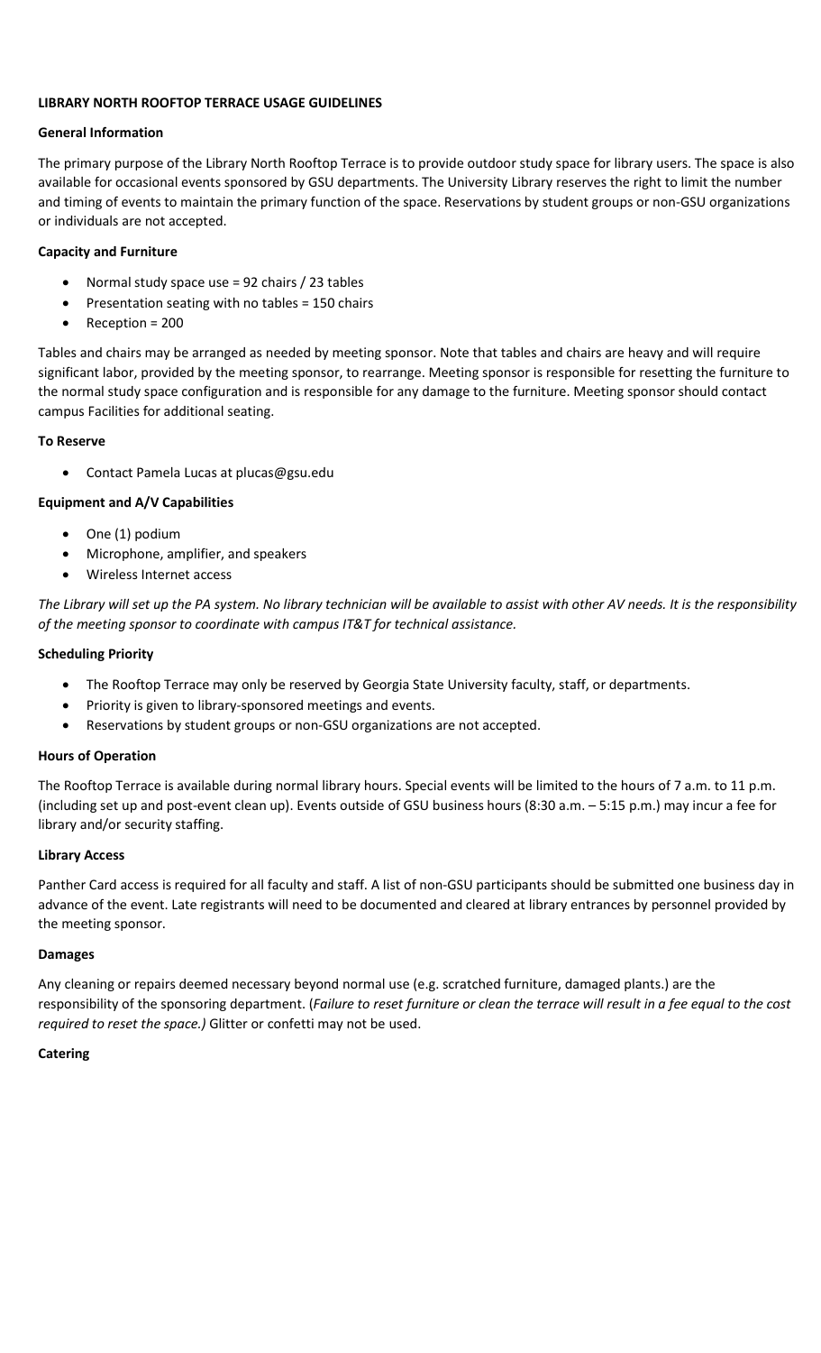**LIBRARY NORTH ROOFTOP TERRACE USAGE GUIDELINES**

**General Information**

The primary purpose of the Library North Rooftop Terrace is to provide outdoor study space for library users. The space is also available for occasional events sponsored by GSU departments. The University Library reserves the right to limit the number and timing of events to maintain the primary function of the space. Reservations by student groups or non-GSU organizations or individuals are not accepted.

**Capacity and Furniture**

- Normal study space use = 92 chairs / 23 tables
- Presentation seating with no tables = 150 chairs
- Reception = 200

Tables and chairs may be arranged as needed by meeting sponsor. Note that tables and chairs are heavy and will require significant labor, provided by the meeting sponsor, to rearrange. Meeting sponsor is responsible for resetting the furniture to the normal study space configuration and is responsible for any damage to the furniture. Meeting sponsor should contact campus Facilities for additional seating.

**To Reserve**

- Contact Pamela Lucas at plucas@gsu.edu

**Equipment and A/V Capabilities**

- One (1) podium
- Microphone, amplifier, and speakers
- Wireless Internet access

*The Library will set up the PA system. No library technician will be available to assist with other AV needs. It is the responsibility of the meeting sponsor to coordinate with campus IT&T for technical assistance.*

**Scheduling Priority**

- The Rooftop Terrace may only be reserved by Georgia State University faculty, staff, or departments.
- Priority is given to library-sponsored meetings and events.
- Reservations by student groups or non-GSU organizations are not accepted.

**Hours of Operation**

The Rooftop Terrace is available during normal library hours. Special events will be limited to the hours of 7 a.m. to 11 p.m. (including set up and post-event clean up). Events outside of GSU business hours (8:30 a.m. – 5:15 p.m.) may incur a fee for library and/or security staffing.

**Library Access**

Panther Card access is required for all faculty and staff. A list of non-GSU participants should be submitted one business day in advance of the event. Late registrants will need to be documented and cleared at library entrances by personnel provided by the meeting sponsor.

**Damages**

Any cleaning or repairs deemed necessary beyond normal use (e.g. scratched furniture, damaged plants.) are the responsibility of the sponsoring department. (*Failure to reset furniture or clean the terrace will result in a fee equal to the cost required to reset the space.)* Glitter or confetti may not be used.

**Catering**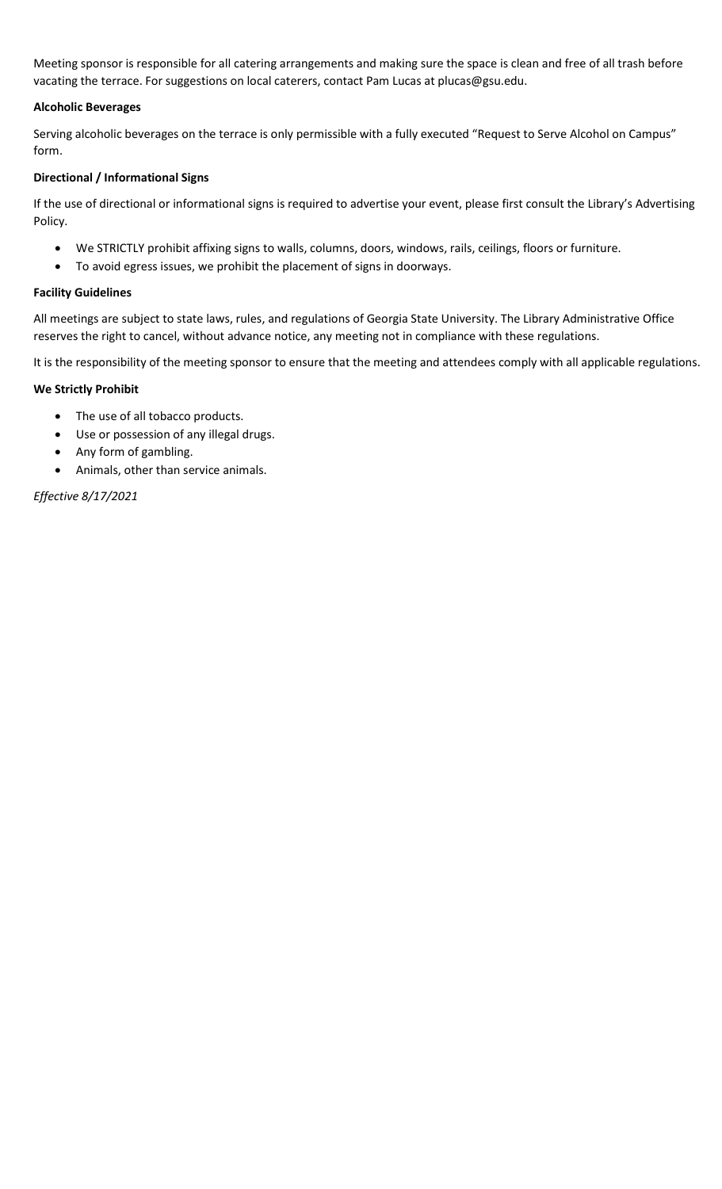Meeting sponsor is responsible for all catering arrangements and making sure the space is clean and free of all trash before vacating the terrace. For suggestions on local caterers, contact Pam Lucas at plucas@gsu.edu.

**Alcoholic Beverages**

Serving alcoholic beverages on the terrace is only permissible with a fully executed "Request to Serve Alcohol on Campus" form.

**Directional / Informational Signs**

If the use of directional or informational signs is required to advertise your event, please first consult the Library's Advertising Policy.

- We STRICTLY prohibit affixing signs to walls, columns, doors, windows, rails, ceilings, floors or furniture.
- To avoid egress issues, we prohibit the placement of signs in doorways.

**Facility Guidelines**

All meetings are subject to state laws, rules, and regulations of Georgia State University. The Library Administrative Office reserves the right to cancel, without advance notice, any meeting not in compliance with these regulations.

It is the responsibility of the meeting sponsor to ensure that the meeting and attendees comply with all applicable regulations.

**We Strictly Prohibit**

- The use of all tobacco products.
- Use or possession of any illegal drugs.
- Any form of gambling.
- Animals, other than service animals.

*Effective 8/17/2021*